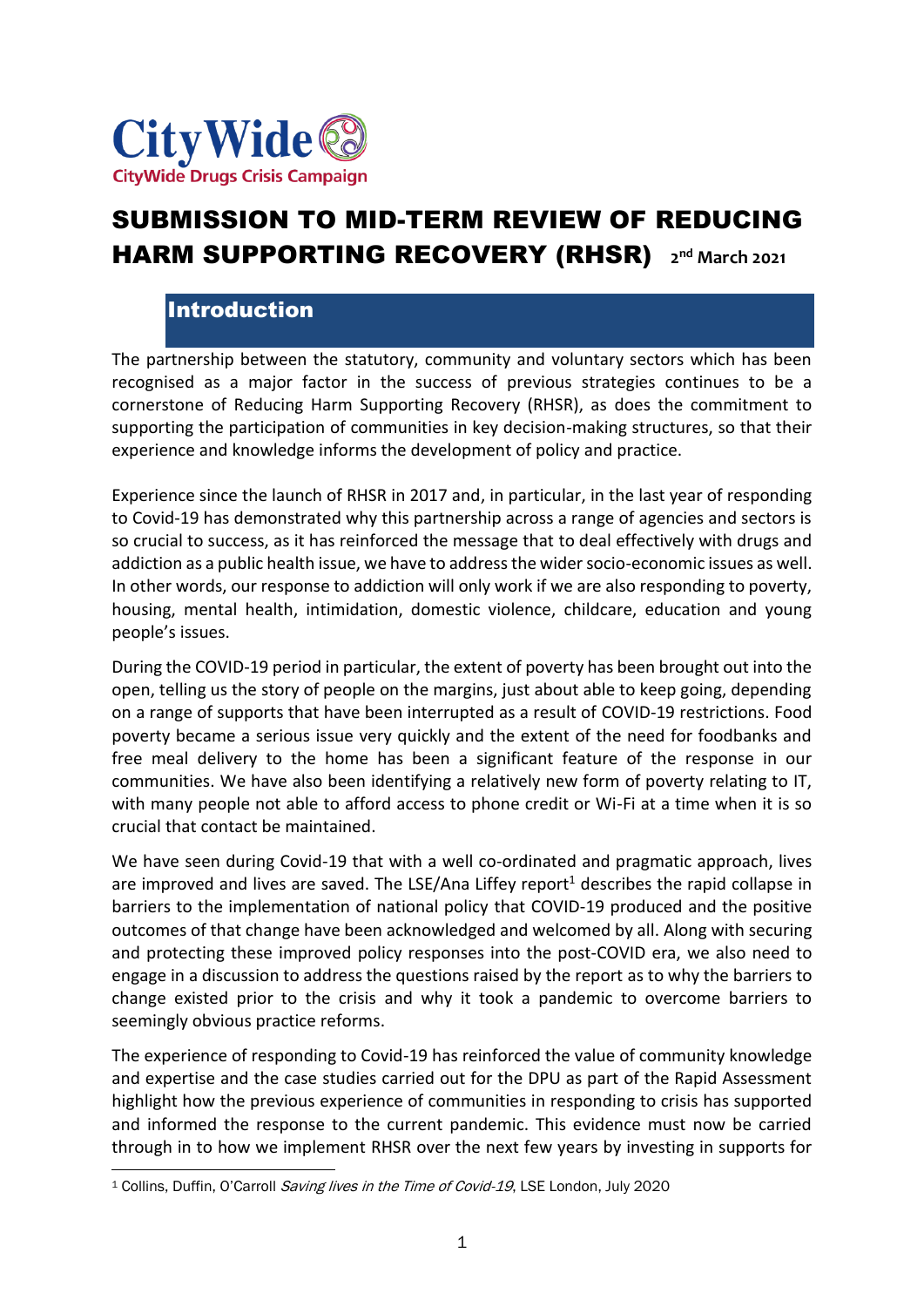CityWide

CityWide Drugs Crisis Campaign

# SUBMISSION TO MID-TERM REVIEW OF REDUCING HARM SUPPORTING RECOVERY (RHSR) 2nd March 2021

## Introduction

The partnership between the statutory, community and voluntary sectors which has been recognised as a major factor in the success of previous strategies continues to be a cornerstone of Reducing Harm Supporting Recovery (RHSR), as does the commitment to supporting the participation of communities in key decision-making structures, so that their experience and knowledge informs the development of policy and practice.

Experience since the launch of RHSR in 2017 and, in particular, in the last year of responding to Covid-19 has demonstrated why this partnership across a range of agencies and sectors is so crucial to success, as it has reinforced the message that to deal effectively with drugs and addiction as a public health issue, we have to address the wider socio-economic issues as well. In other words, our response to addiction will only work if we are also responding to poverty, housing, mental health, intimidation, domestic violence, childcare, education and young people's issues.

During the COVID-19 period in particular, the extent of poverty has been brought out into the open, telling us the story of people on the margins, just about able to keep going, depending on a range of supports that have been interrupted as a result of COVID-19 restrictions. Food poverty became a serious issue very quickly and the extent of the need for foodbanks and free meal delivery to the home has been a significant feature of the response in our communities. We have also been identifying a relatively new form of poverty relating to IT, with many people not able to afford access to phone credit or Wi-Fi at a time when it is so crucial that contact be maintained.

We have seen during Covid-19 that with a well co-ordinated and pragmatic approach, lives are improved and lives are saved. The LSE/Ana Liffey report[1] describes the rapid collapse in barriers to the implementation of national policy that COVID-19 produced and the positive outcomes of that change have been acknowledged and welcomed by all. Along with securing and protecting these improved policy responses into the post-COVID era, we also need to engage in a discussion to address the questions raised by the report as to why the barriers to change existed prior to the crisis and why it took a pandemic to overcome barriers to seemingly obvious practice reforms.

The experience of responding to Covid-19 has reinforced the value of community knowledge and expertise and the case studies carried out for the DPU as part of the Rapid Assessment highlight how the previous experience of communities in responding to crisis has supported and informed the response to the current pandemic. This evidence must now be carried through in to how we implement RHSR over the next few years by investing in supports for

[1] Collins, Duffin, O'Carroll *Saving lives in the Time of Covid-19*, LSE London, July 2020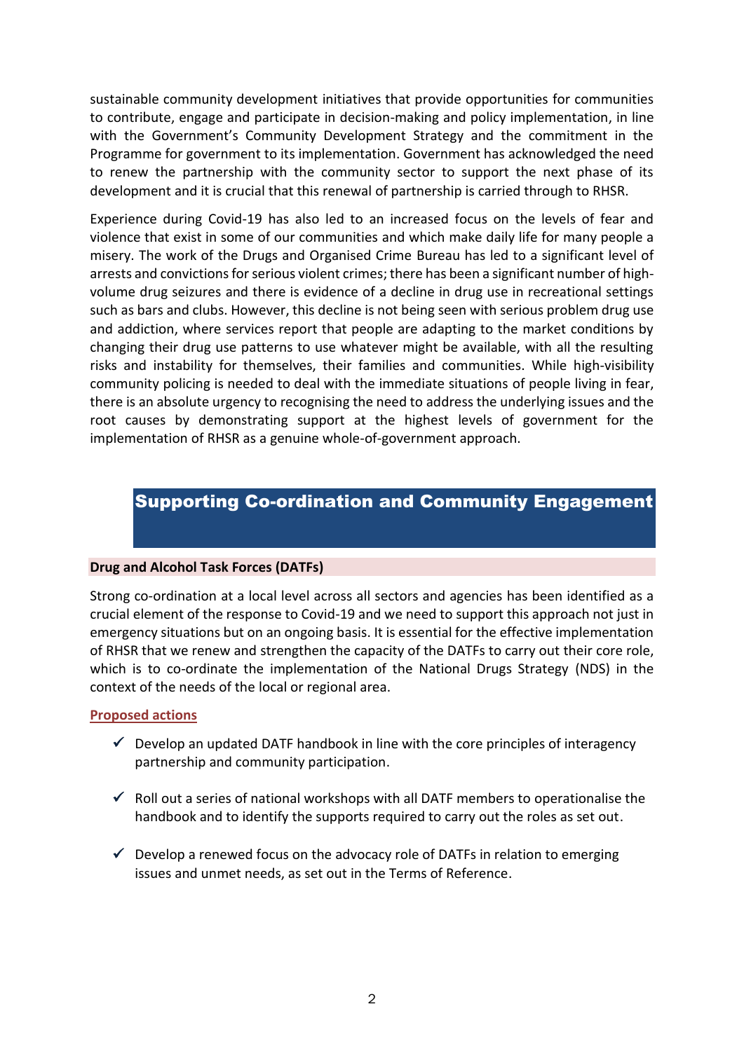sustainable community development initiatives that provide opportunities for communities to contribute, engage and participate in decision-making and policy implementation, in line with the Government's Community Development Strategy and the commitment in the Programme for government to its implementation. Government has acknowledged the need to renew the partnership with the community sector to support the next phase of its development and it is crucial that this renewal of partnership is carried through to RHSR.

Experience during Covid-19 has also led to an increased focus on the levels of fear and violence that exist in some of our communities and which make daily life for many people a misery. The work of the Drugs and Organised Crime Bureau has led to a significant level of arrests and convictions for serious violent crimes; there has been a significant number of high-volume drug seizures and there is evidence of a decline in drug use in recreational settings such as bars and clubs. However, this decline is not being seen with serious problem drug use and addiction, where services report that people are adapting to the market conditions by changing their drug use patterns to use whatever might be available, with all the resulting risks and instability for themselves, their families and communities. While high-visibility community policing is needed to deal with the immediate situations of people living in fear, there is an absolute urgency to recognising the need to address the underlying issues and the root causes by demonstrating support at the highest levels of government for the implementation of RHSR as a genuine whole-of-government approach.

## Supporting Co-ordination and Community Engagement

### Drug and Alcohol Task Forces (DATFs)

Strong co-ordination at a local level across all sectors and agencies has been identified as a crucial element of the response to Covid-19 and we need to support this approach not just in emergency situations but on an ongoing basis. It is essential for the effective implementation of RHSR that we renew and strengthen the capacity of the DATFs to carry out their core role, which is to co-ordinate the implementation of the National Drugs Strategy (NDS) in the context of the needs of the local or regional area.

**Proposed actions**

- ✓ Develop an updated DATF handbook in line with the core principles of interagency partnership and community participation.
- ✓ Roll out a series of national workshops with all DATF members to operationalise the handbook and to identify the supports required to carry out the roles as set out.
- ✓ Develop a renewed focus on the advocacy role of DATFs in relation to emerging issues and unmet needs, as set out in the Terms of Reference.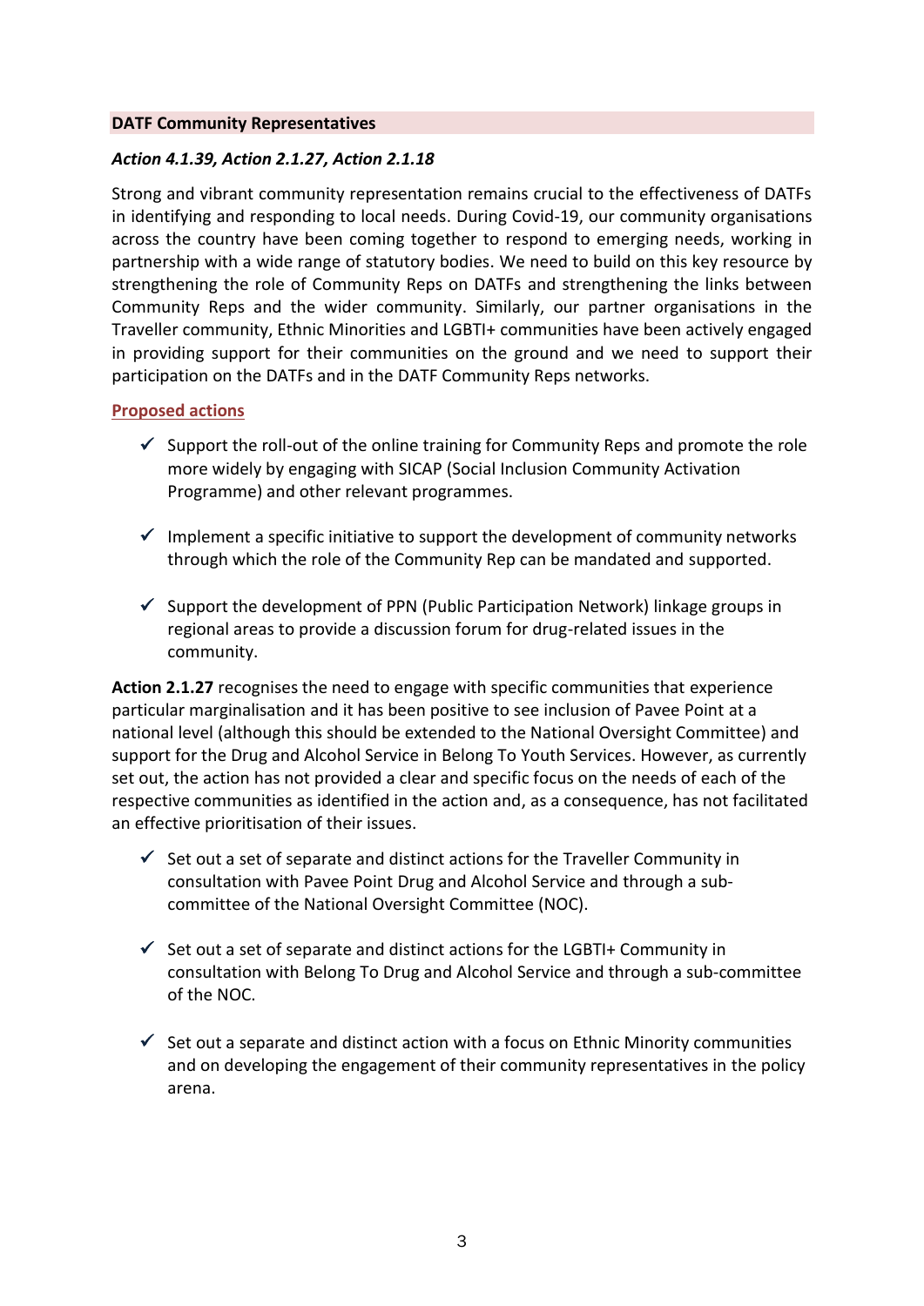## DATF Community Representatives

***Action 4.1.39, Action 2.1.27, Action 2.1.18***

Strong and vibrant community representation remains crucial to the effectiveness of DATFs in identifying and responding to local needs. During Covid-19, our community organisations across the country have been coming together to respond to emerging needs, working in partnership with a wide range of statutory bodies. We need to build on this key resource by strengthening the role of Community Reps on DATFs and strengthening the links between Community Reps and the wider community. Similarly, our partner organisations in the Traveller community, Ethnic Minorities and LGBTI+ communities have been actively engaged in providing support for their communities on the ground and we need to support their participation on the DATFs and in the DATF Community Reps networks.

**Proposed actions**

- ✓ Support the roll-out of the online training for Community Reps and promote the role more widely by engaging with SICAP (Social Inclusion Community Activation Programme) and other relevant programmes.
- ✓ Implement a specific initiative to support the development of community networks through which the role of the Community Rep can be mandated and supported.
- ✓ Support the development of PPN (Public Participation Network) linkage groups in regional areas to provide a discussion forum for drug-related issues in the community.

**Action 2.1.27** recognises the need to engage with specific communities that experience particular marginalisation and it has been positive to see inclusion of Pavee Point at a national level (although this should be extended to the National Oversight Committee) and support for the Drug and Alcohol Service in Belong To Youth Services. However, as currently set out, the action has not provided a clear and specific focus on the needs of each of the respective communities as identified in the action and, as a consequence, has not facilitated an effective prioritisation of their issues.

- ✓ Set out a set of separate and distinct actions for the Traveller Community in consultation with Pavee Point Drug and Alcohol Service and through a sub-committee of the National Oversight Committee (NOC).
- ✓ Set out a set of separate and distinct actions for the LGBTI+ Community in consultation with Belong To Drug and Alcohol Service and through a sub-committee of the NOC.
- ✓ Set out a separate and distinct action with a focus on Ethnic Minority communities and on developing the engagement of their community representatives in the policy arena.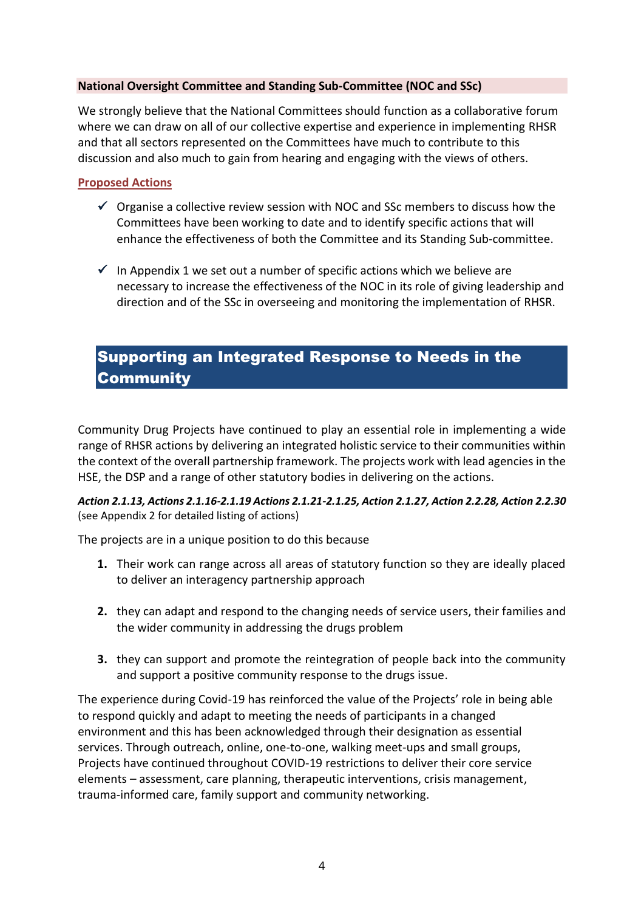**National Oversight Committee and Standing Sub-Committee (NOC and SSc)**

We strongly believe that the National Committees should function as a collaborative forum where we can draw on all of our collective expertise and experience in implementing RHSR and that all sectors represented on the Committees have much to contribute to this discussion and also much to gain from hearing and engaging with the views of others.

**Proposed Actions**

- ✓ Organise a collective review session with NOC and SSc members to discuss how the Committees have been working to date and to identify specific actions that will enhance the effectiveness of both the Committee and its Standing Sub-committee.
- ✓ In Appendix 1 we set out a number of specific actions which we believe are necessary to increase the effectiveness of the NOC in its role of giving leadership and direction and of the SSc in overseeing and monitoring the implementation of RHSR.

## Supporting an Integrated Response to Needs in the Community

Community Drug Projects have continued to play an essential role in implementing a wide range of RHSR actions by delivering an integrated holistic service to their communities within the context of the overall partnership framework. The projects work with lead agencies in the HSE, the DSP and a range of other statutory bodies in delivering on the actions.

***Action 2.1.13, Actions 2.1.16-2.1.19 Actions 2.1.21-2.1.25, Action 2.1.27, Action 2.2.28, Action 2.2.30*** (see Appendix 2 for detailed listing of actions)

The projects are in a unique position to do this because

1. Their work can range across all areas of statutory function so they are ideally placed to deliver an interagency partnership approach
2. they can adapt and respond to the changing needs of service users, their families and the wider community in addressing the drugs problem
3. they can support and promote the reintegration of people back into the community and support a positive community response to the drugs issue.

The experience during Covid-19 has reinforced the value of the Projects' role in being able to respond quickly and adapt to meeting the needs of participants in a changed environment and this has been acknowledged through their designation as essential services. Through outreach, online, one-to-one, walking meet-ups and small groups, Projects have continued throughout COVID-19 restrictions to deliver their core service elements – assessment, care planning, therapeutic interventions, crisis management, trauma-informed care, family support and community networking.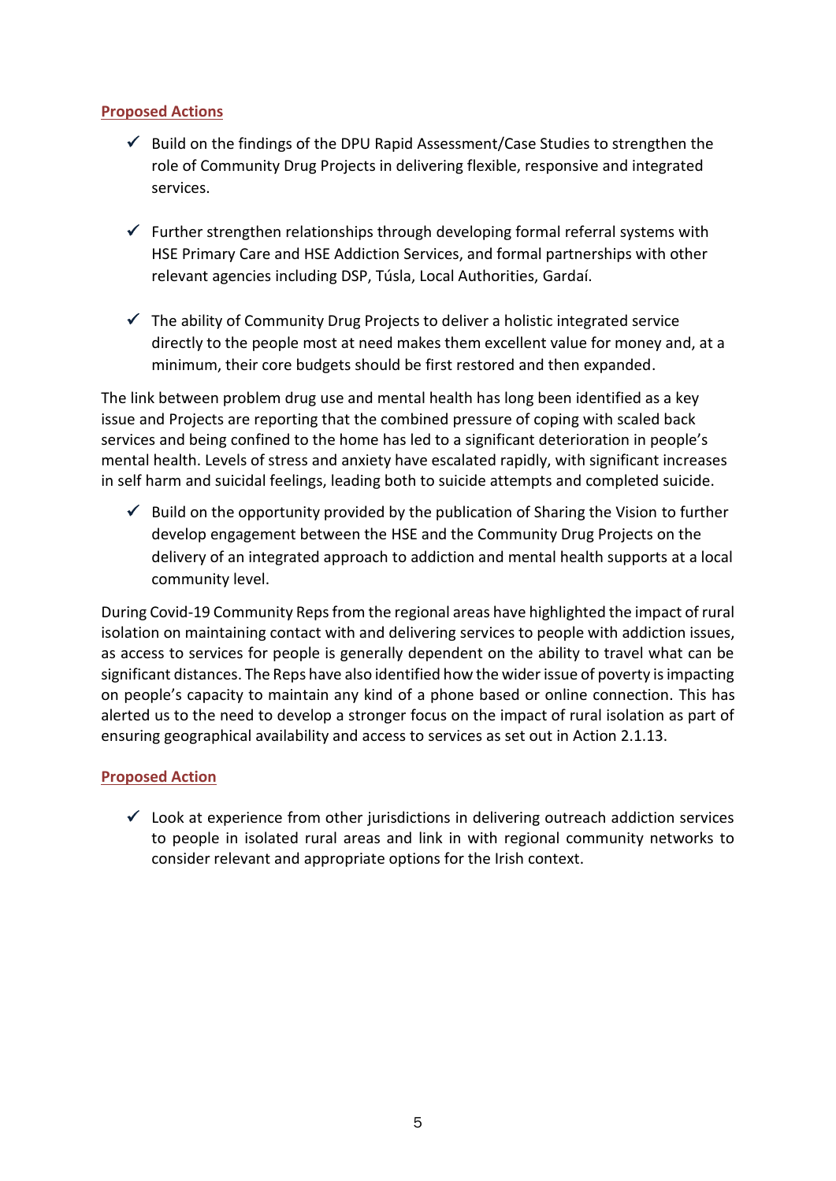**Proposed Actions**

- ✓ Build on the findings of the DPU Rapid Assessment/Case Studies to strengthen the role of Community Drug Projects in delivering flexible, responsive and integrated services.

- ✓ Further strengthen relationships through developing formal referral systems with HSE Primary Care and HSE Addiction Services, and formal partnerships with other relevant agencies including DSP, Túsla, Local Authorities, Gardaí.

- ✓ The ability of Community Drug Projects to deliver a holistic integrated service directly to the people most at need makes them excellent value for money and, at a minimum, their core budgets should be first restored and then expanded.

The link between problem drug use and mental health has long been identified as a key issue and Projects are reporting that the combined pressure of coping with scaled back services and being confined to the home has led to a significant deterioration in people's mental health. Levels of stress and anxiety have escalated rapidly, with significant increases in self harm and suicidal feelings, leading both to suicide attempts and completed suicide.

- ✓ Build on the opportunity provided by the publication of Sharing the Vision to further develop engagement between the HSE and the Community Drug Projects on the delivery of an integrated approach to addiction and mental health supports at a local community level.

During Covid-19 Community Reps from the regional areas have highlighted the impact of rural isolation on maintaining contact with and delivering services to people with addiction issues, as access to services for people is generally dependent on the ability to travel what can be significant distances. The Reps have also identified how the wider issue of poverty is impacting on people's capacity to maintain any kind of a phone based or online connection. This has alerted us to the need to develop a stronger focus on the impact of rural isolation as part of ensuring geographical availability and access to services as set out in Action 2.1.13.

**Proposed Action**

- ✓ Look at experience from other jurisdictions in delivering outreach addiction services to people in isolated rural areas and link in with regional community networks to consider relevant and appropriate options for the Irish context.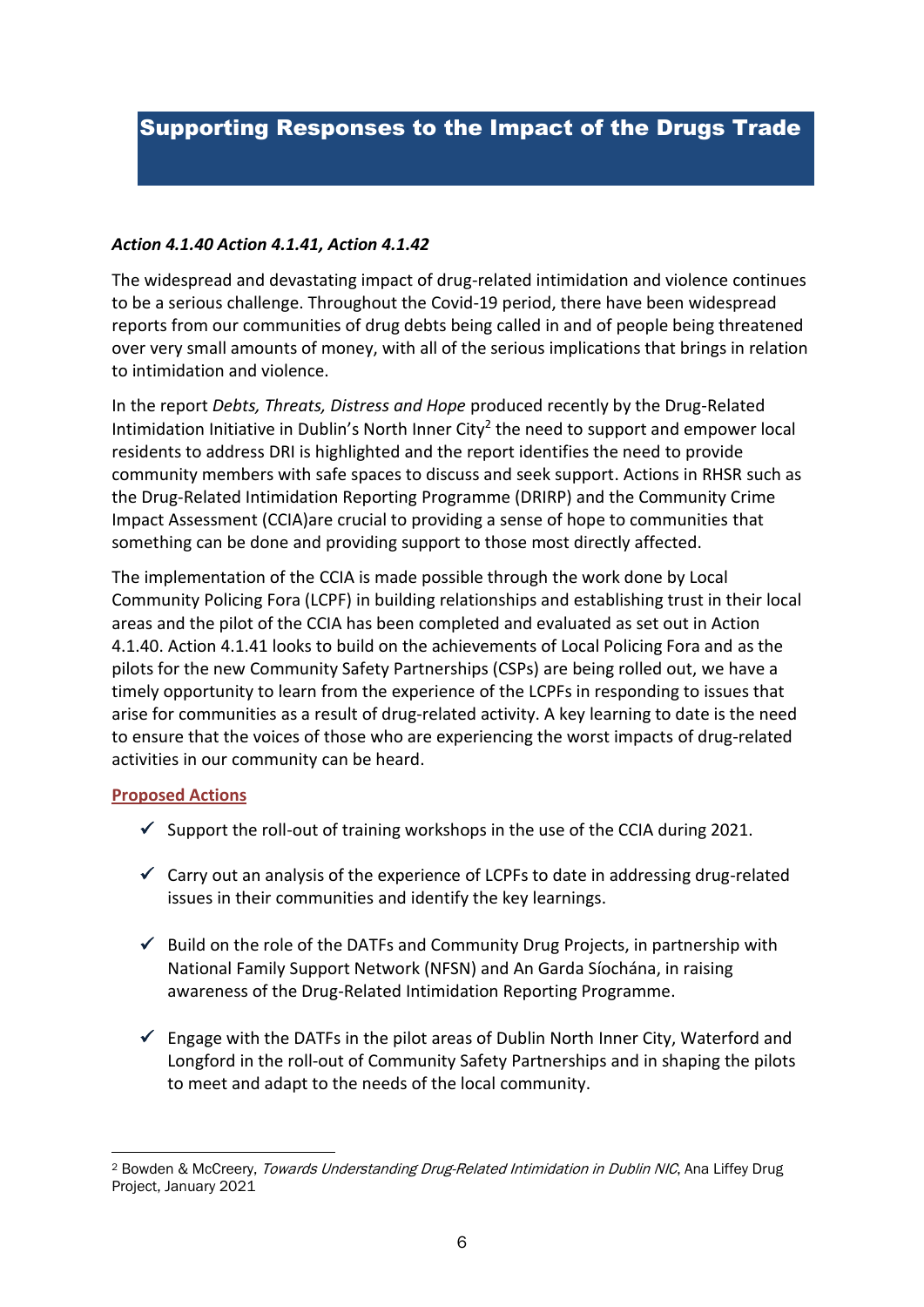# Supporting Responses to the Impact of the Drugs Trade

***Action 4.1.40 Action 4.1.41, Action 4.1.42***

The widespread and devastating impact of drug-related intimidation and violence continues to be a serious challenge. Throughout the Covid-19 period, there have been widespread reports from our communities of drug debts being called in and of people being threatened over very small amounts of money, with all of the serious implications that brings in relation to intimidation and violence.

In the report *Debts, Threats, Distress and Hope* produced recently by the Drug-Related Intimidation Initiative in Dublin's North Inner City[2] the need to support and empower local residents to address DRI is highlighted and the report identifies the need to provide community members with safe spaces to discuss and seek support. Actions in RHSR such as the Drug-Related Intimidation Reporting Programme (DRIRP) and the Community Crime Impact Assessment (CCIA)are crucial to providing a sense of hope to communities that something can be done and providing support to those most directly affected.

The implementation of the CCIA is made possible through the work done by Local Community Policing Fora (LCPF) in building relationships and establishing trust in their local areas and the pilot of the CCIA has been completed and evaluated as set out in Action 4.1.40. Action 4.1.41 looks to build on the achievements of Local Policing Fora and as the pilots for the new Community Safety Partnerships (CSPs) are being rolled out, we have a timely opportunity to learn from the experience of the LCPFs in responding to issues that arise for communities as a result of drug-related activity. A key learning to date is the need to ensure that the voices of those who are experiencing the worst impacts of drug-related activities in our community can be heard.

**Proposed Actions**

- ✓ Support the roll-out of training workshops in the use of the CCIA during 2021.
- ✓ Carry out an analysis of the experience of LCPFs to date in addressing drug-related issues in their communities and identify the key learnings.
- ✓ Build on the role of the DATFs and Community Drug Projects, in partnership with National Family Support Network (NFSN) and An Garda Síochána, in raising awareness of the Drug-Related Intimidation Reporting Programme.
- ✓ Engage with the DATFs in the pilot areas of Dublin North Inner City, Waterford and Longford in the roll-out of Community Safety Partnerships and in shaping the pilots to meet and adapt to the needs of the local community.

[2] Bowden & McCreery, *Towards Understanding Drug-Related Intimidation in Dublin NIC*, Ana Liffey Drug Project, January 2021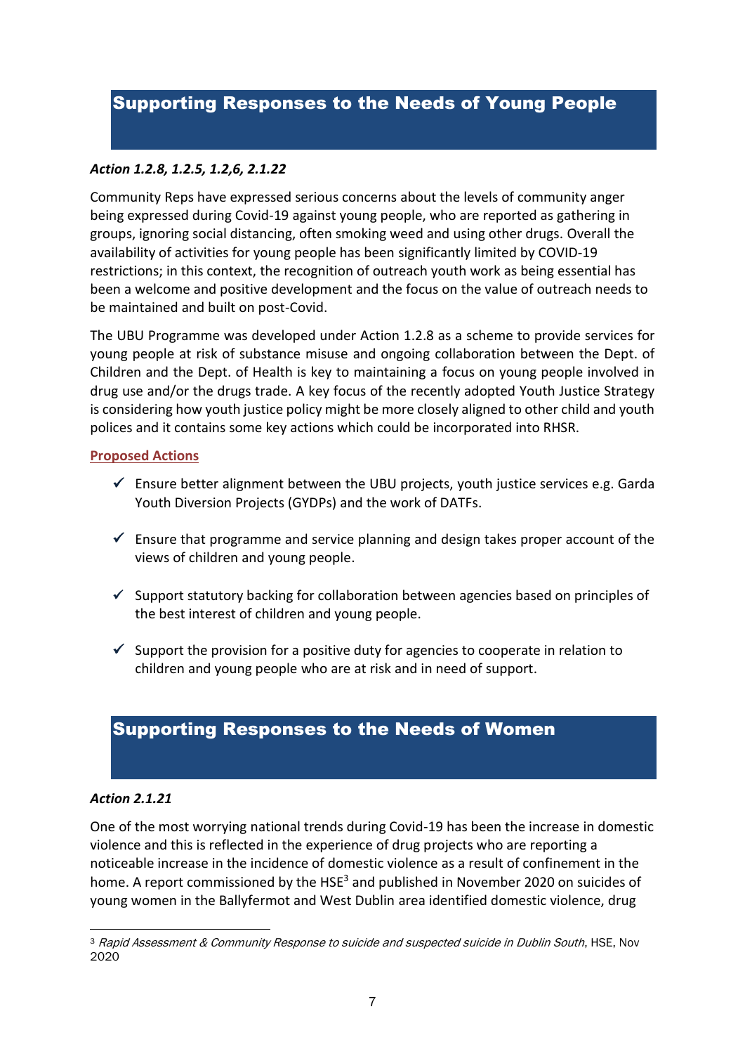## Supporting Responses to the Needs of Young People

***Action 1.2.8, 1.2.5, 1.2,6, 2.1.22***

Community Reps have expressed serious concerns about the levels of community anger being expressed during Covid-19 against young people, who are reported as gathering in groups, ignoring social distancing, often smoking weed and using other drugs. Overall the availability of activities for young people has been significantly limited by COVID-19 restrictions; in this context, the recognition of outreach youth work as being essential has been a welcome and positive development and the focus on the value of outreach needs to be maintained and built on post-Covid.

The UBU Programme was developed under Action 1.2.8 as a scheme to provide services for young people at risk of substance misuse and ongoing collaboration between the Dept. of Children and the Dept. of Health is key to maintaining a focus on young people involved in drug use and/or the drugs trade. A key focus of the recently adopted Youth Justice Strategy is considering how youth justice policy might be more closely aligned to other child and youth polices and it contains some key actions which could be incorporated into RHSR.

**Proposed Actions**

- ✓ Ensure better alignment between the UBU projects, youth justice services e.g. Garda Youth Diversion Projects (GYDPs) and the work of DATFs.
- ✓ Ensure that programme and service planning and design takes proper account of the views of children and young people.
- ✓ Support statutory backing for collaboration between agencies based on principles of the best interest of children and young people.
- ✓ Support the provision for a positive duty for agencies to cooperate in relation to children and young people who are at risk and in need of support.

## Supporting Responses to the Needs of Women

***Action 2.1.21***

One of the most worrying national trends during Covid-19 has been the increase in domestic violence and this is reflected in the experience of drug projects who are reporting a noticeable increase in the incidence of domestic violence as a result of confinement in the home. A report commissioned by the HSE[3] and published in November 2020 on suicides of young women in the Ballyfermot and West Dublin area identified domestic violence, drug

---

[3] *Rapid Assessment & Community Response to suicide and suspected suicide in Dublin South*, HSE, Nov 2020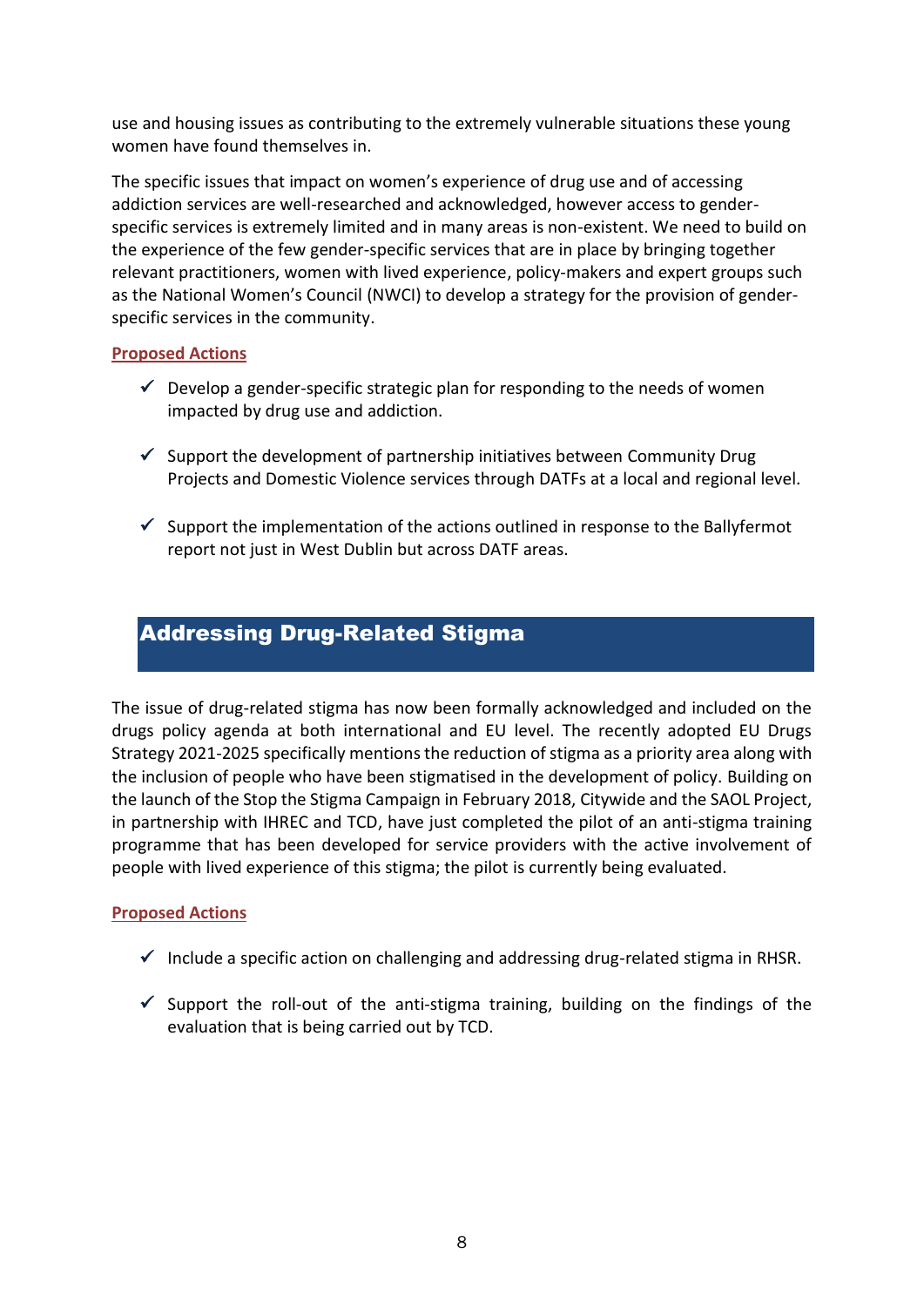use and housing issues as contributing to the extremely vulnerable situations these young women have found themselves in.

The specific issues that impact on women's experience of drug use and of accessing addiction services are well-researched and acknowledged, however access to gender-specific services is extremely limited and in many areas is non-existent. We need to build on the experience of the few gender-specific services that are in place by bringing together relevant practitioners, women with lived experience, policy-makers and expert groups such as the National Women's Council (NWCI) to develop a strategy for the provision of gender-specific services in the community.

**Proposed Actions**

- ✓ Develop a gender-specific strategic plan for responding to the needs of women impacted by drug use and addiction.
- ✓ Support the development of partnership initiatives between Community Drug Projects and Domestic Violence services through DATFs at a local and regional level.
- ✓ Support the implementation of the actions outlined in response to the Ballyfermot report not just in West Dublin but across DATF areas.

## Addressing Drug-Related Stigma

The issue of drug-related stigma has now been formally acknowledged and included on the drugs policy agenda at both international and EU level. The recently adopted EU Drugs Strategy 2021-2025 specifically mentions the reduction of stigma as a priority area along with the inclusion of people who have been stigmatised in the development of policy. Building on the launch of the Stop the Stigma Campaign in February 2018, Citywide and the SAOL Project, in partnership with IHREC and TCD, have just completed the pilot of an anti-stigma training programme that has been developed for service providers with the active involvement of people with lived experience of this stigma; the pilot is currently being evaluated.

**Proposed Actions**

- ✓ Include a specific action on challenging and addressing drug-related stigma in RHSR.
- ✓ Support the roll-out of the anti-stigma training, building on the findings of the evaluation that is being carried out by TCD.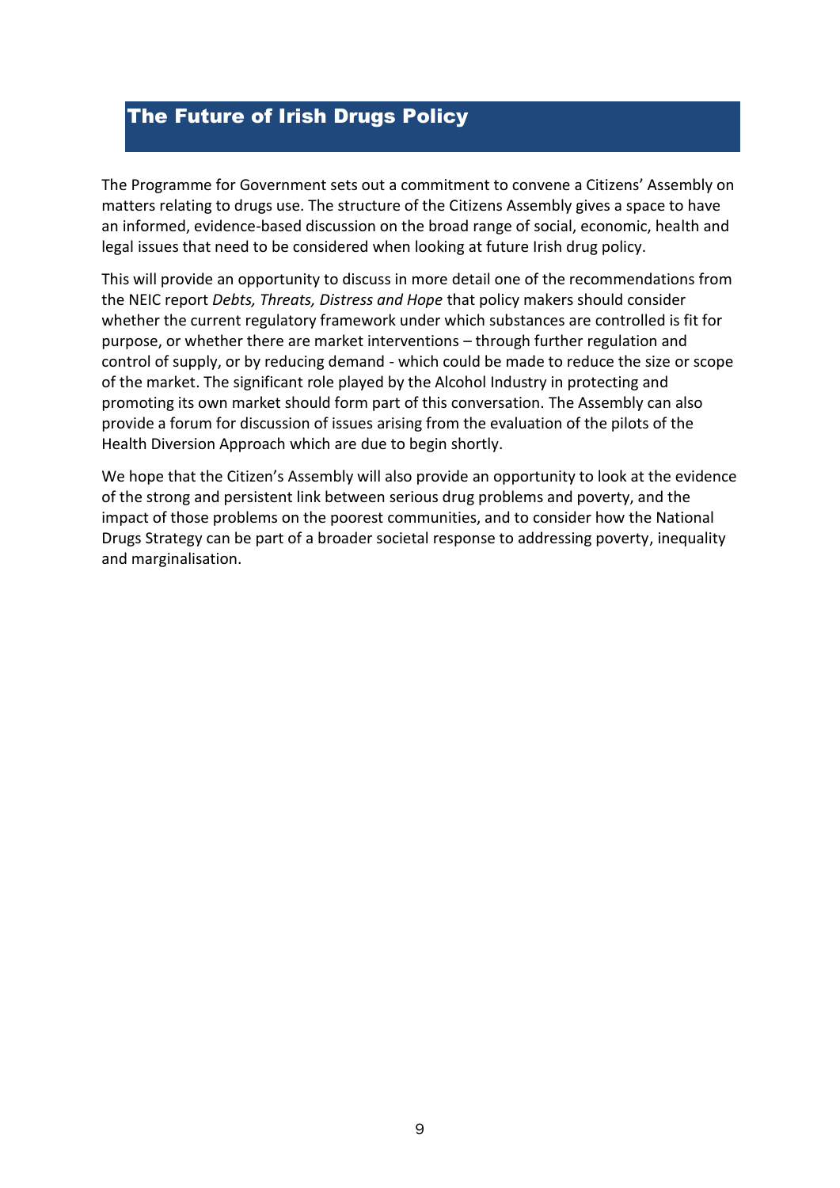## The Future of Irish Drugs Policy

The Programme for Government sets out a commitment to convene a Citizens' Assembly on matters relating to drugs use. The structure of the Citizens Assembly gives a space to have an informed, evidence-based discussion on the broad range of social, economic, health and legal issues that need to be considered when looking at future Irish drug policy.

This will provide an opportunity to discuss in more detail one of the recommendations from the NEIC report *Debts, Threats, Distress and Hope* that policy makers should consider whether the current regulatory framework under which substances are controlled is fit for purpose, or whether there are market interventions – through further regulation and control of supply, or by reducing demand - which could be made to reduce the size or scope of the market. The significant role played by the Alcohol Industry in protecting and promoting its own market should form part of this conversation. The Assembly can also provide a forum for discussion of issues arising from the evaluation of the pilots of the Health Diversion Approach which are due to begin shortly.

We hope that the Citizen's Assembly will also provide an opportunity to look at the evidence of the strong and persistent link between serious drug problems and poverty, and the impact of those problems on the poorest communities, and to consider how the National Drugs Strategy can be part of a broader societal response to addressing poverty, inequality and marginalisation.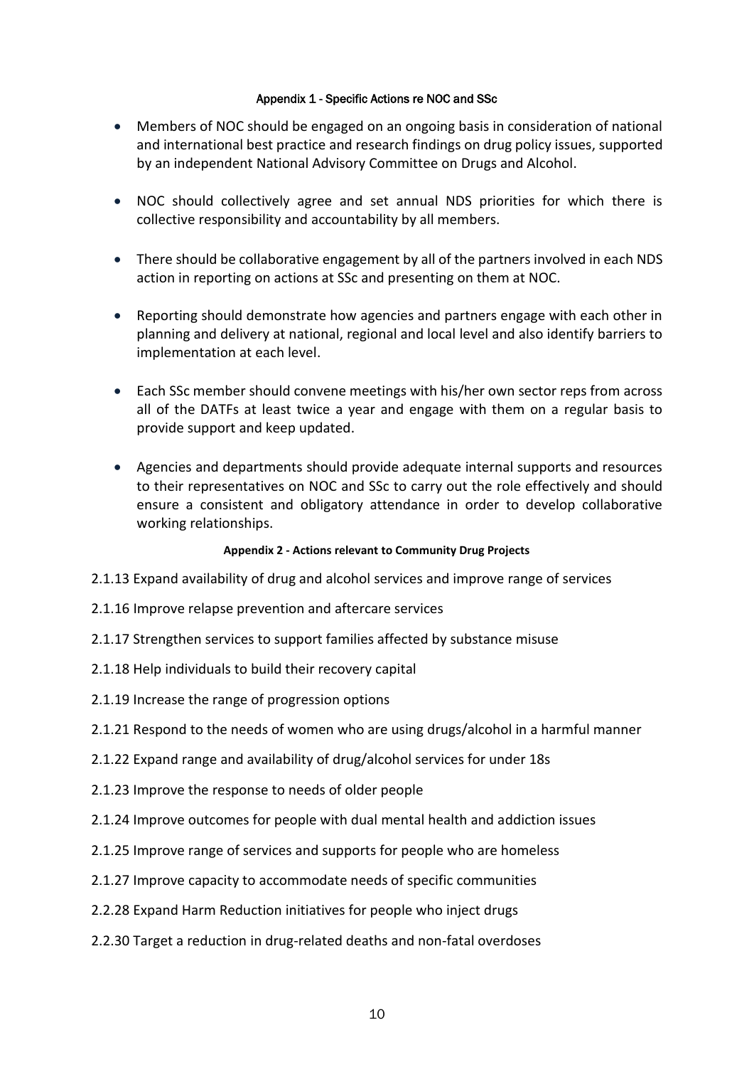### Appendix 1 - Specific Actions re NOC and SSc

- Members of NOC should be engaged on an ongoing basis in consideration of national and international best practice and research findings on drug policy issues, supported by an independent National Advisory Committee on Drugs and Alcohol.
- NOC should collectively agree and set annual NDS priorities for which there is collective responsibility and accountability by all members.
- There should be collaborative engagement by all of the partners involved in each NDS action in reporting on actions at SSc and presenting on them at NOC.
- Reporting should demonstrate how agencies and partners engage with each other in planning and delivery at national, regional and local level and also identify barriers to implementation at each level.
- Each SSc member should convene meetings with his/her own sector reps from across all of the DATFs at least twice a year and engage with them on a regular basis to provide support and keep updated.
- Agencies and departments should provide adequate internal supports and resources to their representatives on NOC and SSc to carry out the role effectively and should ensure a consistent and obligatory attendance in order to develop collaborative working relationships.

### Appendix 2 - Actions relevant to Community Drug Projects

2.1.13 Expand availability of drug and alcohol services and improve range of services

2.1.16 Improve relapse prevention and aftercare services

2.1.17 Strengthen services to support families affected by substance misuse

2.1.18 Help individuals to build their recovery capital

2.1.19 Increase the range of progression options

2.1.21 Respond to the needs of women who are using drugs/alcohol in a harmful manner

2.1.22 Expand range and availability of drug/alcohol services for under 18s

2.1.23 Improve the response to needs of older people

2.1.24 Improve outcomes for people with dual mental health and addiction issues

2.1.25 Improve range of services and supports for people who are homeless

2.1.27 Improve capacity to accommodate needs of specific communities

2.2.28 Expand Harm Reduction initiatives for people who inject drugs

2.2.30 Target a reduction in drug-related deaths and non-fatal overdoses